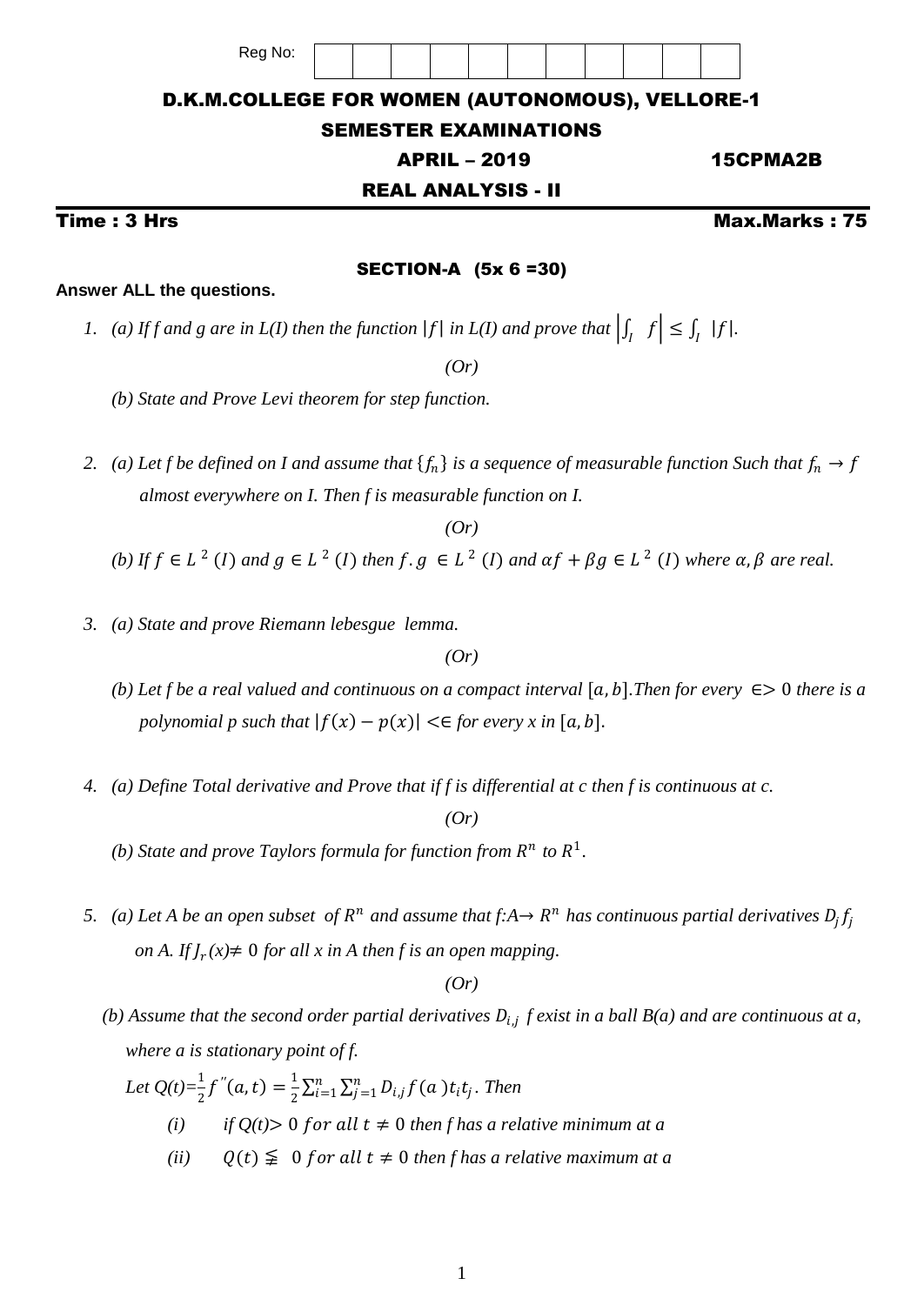Reg No: | | | | | | | | | | | |

# D.K.M.COLLEGE FOR WOMEN (AUTONOMOUS), VELLORE-1

## SEMESTER EXAMINATIONS

**APRIL – 2019** **15CPMA2B**

## REAL ANALYSIS - II

**Time : 3 Hrs** **Max.Marks : 75**

### SECTION-A (5x 6 =30)

**Answer ALL the questions.**

1. (a) If f and g are in L(I) then the function $|f|$ in L(I) and prove that $\left|\int_I f\right| \le \int_I |f|$.

   *(Or)*

   (b) State and Prove Levi theorem for step function.

2. (a) Let f be defined on I and assume that $\{f_n\}$ is a sequence of measurable function Such that $f_n \to f$ almost everywhere on I. Then f is measurable function on I.

   *(Or)*

   (b) If $f \in L^2(I)$ and $g \in L^2(I)$ then $f.g \in L^2(I)$ and $\alpha f + \beta g \in L^2(I)$ where $\alpha, \beta$ are real.

3. (a) State and prove Riemann lebesgue lemma.

   *(Or)*

   (b) Let f be a real valued and continuous on a compact interval $[a, b]$.Then for every $\in > 0$ there is a polynomial p such that $|f(x) - p(x)| < \in$ for every x in $[a, b]$.

4. (a) Define Total derivative and Prove that if f is differential at c then f is continuous at c.

   *(Or)*

   (b) State and prove Taylors formula for function from $R^n$ to $R^1$.

5. (a) Let A be an open subset of $R^n$ and assume that f:A→ $R^n$ has continuous partial derivatives $D_j f_j$ on A. If $J_f(x) \neq 0$ for all x in A then f is an open mapping.

   *(Or)*

   (b) Assume that the second order partial derivatives $D_{i,j} f$ exist in a ball B(a) and are continuous at a, where a is stationary point of f.

   Let $Q(t)=\frac{1}{2}f''(a,t) = \frac{1}{2}\sum_{i=1}^{n}\sum_{j=1}^{n} D_{i,j} f(a) t_i t_j$. Then

   (i) if $Q(t) > 0$ for all $t \neq 0$ then f has a relative minimum at a

   (ii) $Q(t) \lneqq 0$ for all $t \neq 0$ then f has a relative maximum at a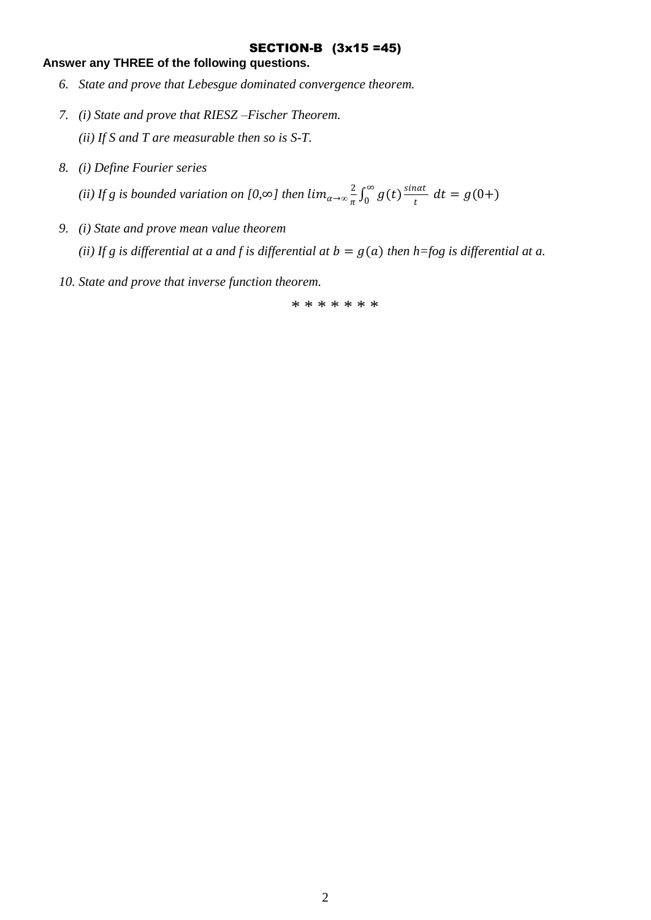**SECTION-B (3x15 =45)**

**Answer any THREE of the following questions.**

6. *State and prove that Lebesgue dominated convergence theorem.*

7. *(i) State and prove that RIESZ –Fischer Theorem.*

   *(ii) If S and T are measurable then so is S-T.*

8. *(i) Define Fourier series*

   *(ii) If g is bounded variation on [0,∞] then* $lim_{\alpha\to\infty}\frac{2}{\pi}\int_0^\infty g(t)\frac{sin\alpha t}{t}\ dt = g(0+)$

9. *(i) State and prove mean value theorem*

   *(ii) If g is differential at a and f is differential at* $b = g(a)$ *then h=fog is differential at a.*

10. *State and prove that inverse function theorem.*

\* \* \* \* \* \* \*